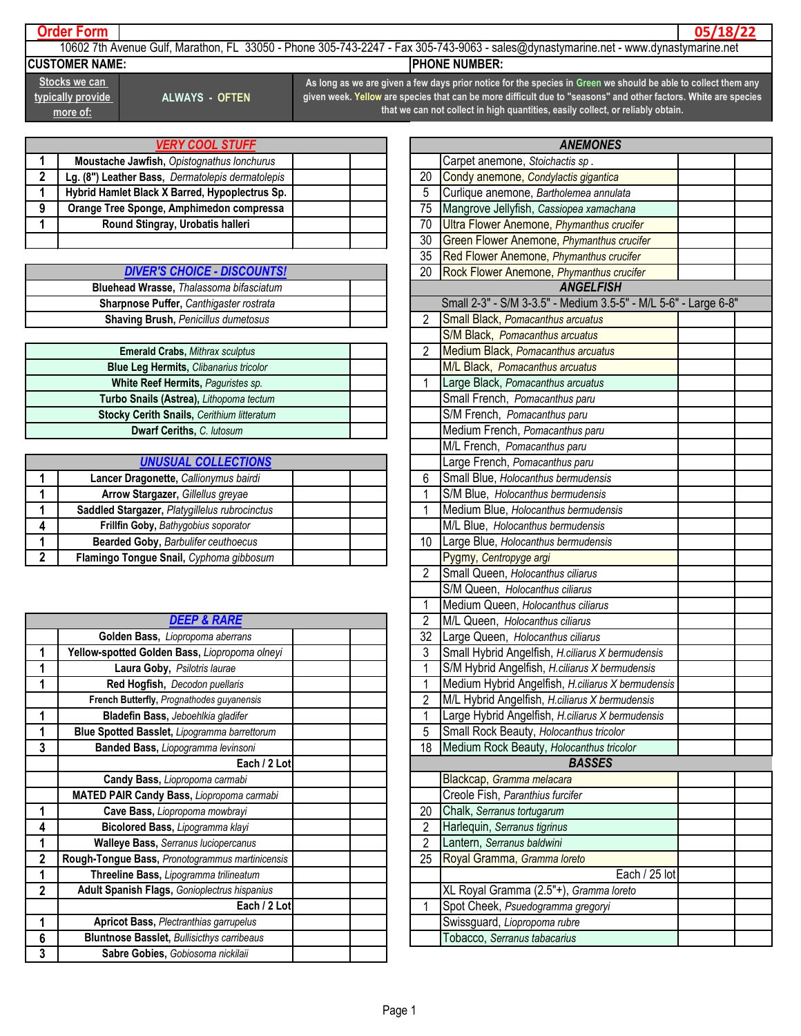# Order Form

**05/18/22**

10602 7th Avenue Gulf, Marathon, FL 33050 - Phone 305-743-2247 - Fax 305-743-9063 - sales@dynastymarine.net - www.dynastymarine.net

**CUSTOMER NAME:** | **PHONE NUMBER:**

| Stocks we can typically provide more of: | ALWAYS - OFTEN | As long as we are given a few days prior notice for the species in Green we should be able to collect them any given week. Yellow are species that can be more difficult due to "seasons" and other factors. White are species that we can not collect in high quantities, easily collect, or reliably obtain. |
|---|---|---|

| VERY COOL STUFF | | | |
|---|---|---|---|
| 1 | Moustache Jawfish, *Opistognathus lonchurus* | | |
| 2 | Lg. (8") Leather Bass, *Dermatolepis dermatolepis* | | |
| 1 | Hybrid Hamlet Black X Barred, *Hypoplectrus Sp.* | | |
| 9 | Orange Tree Sponge, *Amphimedon compressa* | | |
| 1 | Round Stingray, *Urobatis halleri* | | |
| | | | |

| DIVER'S CHOICE - DISCOUNTS! | |
|---|---|
| Bluehead Wrasse, *Thalassoma bifasciatum* | |
| Sharpnose Puffer, *Canthigaster rostrata* | |
| Shaving Brush, *Penicillus dumetosus* | |

| | |
|---|---|
| Emerald Crabs, *Mithrax sculptus* | |
| Blue Leg Hermits, *Clibanarius tricolor* | |
| White Reef Hermits, *Paguristes sp.* | |
| Turbo Snails (Astrea), *Lithopoma tectum* | |
| Stocky Cerith Snails, *Cerithium litteratum* | |
| Dwarf Ceriths, *C. lutosum* | |

| UNUSUAL COLLECTIONS | | | |
|---|---|---|---|
| 1 | Lancer Dragonette, *Callionymus bairdi* | | |
| 1 | Arrow Stargazer, *Gillellus greyae* | | |
| 1 | Saddled Stargazer, *Platygillelus rubrocinctus* | | |
| 4 | Frillfin Goby, *Bathygobius soporator* | | |
| 1 | Bearded Goby, *Barbulifer ceuthoecus* | | |
| 2 | Flamingo Tongue Snail, *Cyphoma gibbosum* | | |

| DEEP & RARE | | | |
|---|---|---|---|
| | Golden Bass, *Liopropoma aberrans* | | |
| 1 | Yellow-spotted Golden Bass, *Liopropoma olneyi* | | |
| 1 | Laura Goby, *Psilotris laurae* | | |
| 1 | Red Hogfish, *Decodon puellaris* | | |
| | French Butterfly, *Prognathodes guyanensis* | | |
| 1 | Bladefin Bass, *Jeboehlkia gladifer* | | |
| 1 | Blue Spotted Basslet, *Lipogramma barrettorum* | | |
| 3 | Banded Bass, *Liopogramma levinsoni* | | |
| | Each / 2 Lot | | |
| | Candy Bass, *Liopropoma carmabi* | | |
| | MATED PAIR Candy Bass, *Liopropoma carmabi* | | |
| 1 | Cave Bass, *Liopropoma mowbrayi* | | |
| 4 | Bicolored Bass, *Lipogramma klayi* | | |
| 1 | Walleye Bass, *Serranus luciopercanus* | | |
| 2 | Rough-Tongue Bass, *Pronotogrammus martinicensis* | | |
| 1 | Threeline Bass, *Lipogramma trilineatum* | | |
| 2 | Adult Spanish Flags, *Gonioplectrus hispanius* | | |
| | Each / 2 Lot | | |
| 1 | Apricot Bass, *Plectranthias garrupelus* | | |
| 6 | Bluntnose Basslet, *Bullisicthys carribeaus* | | |
| 3 | Sabre Gobies, *Gobiosoma nickilaii* | | |

| ANEMONES | | | |
|---|---|---|---|
| | Carpet anemone, *Stoichactis sp* . | | |
| 20 | Condy anemone, *Condylactis gigantica* | | |
| 5 | Curlique anemone, *Bartholemea annulata* | | |
| 75 | Mangrove Jellyfish, *Cassiopea xamachana* | | |
| 70 | Ultra Flower Anemone, *Phymanthus crucifer* | | |
| 30 | Green Flower Anemone, *Phymanthus crucifer* | | |
| 35 | Red Flower Anemone, *Phymanthus crucifer* | | |
| 20 | Rock Flower Anemone, *Phymanthus crucifer* | | |
| **ANGELFISH** | | | |
| | Small 2-3" - S/M 3-3.5" - Medium 3.5-5" - M/L 5-6" - Large 6-8" | | |
| 2 | Small Black, *Pomacanthus arcuatus* | | |
| | S/M Black, *Pomacanthus arcuatus* | | |
| 2 | Medium Black, *Pomacanthus arcuatus* | | |
| | M/L Black, *Pomacanthus arcuatus* | | |
| 1 | Large Black, *Pomacanthus arcuatus* | | |
| | Small French, *Pomacanthus paru* | | |
| | S/M French, *Pomacanthus paru* | | |
| | Medium French, *Pomacanthus paru* | | |
| | M/L French, *Pomacanthus paru* | | |
| | Large French, *Pomacanthus paru* | | |
| 6 | Small Blue, *Holocanthus bermudensis* | | |
| 1 | S/M Blue, *Holocanthus bermudensis* | | |
| 1 | Medium Blue, *Holocanthus bermudensis* | | |
| | M/L Blue, *Holocanthus bermudensis* | | |
| 10 | Large Blue, *Holocanthus bermudensis* | | |
| | Pygmy, *Centropyge argi* | | |
| 2 | Small Queen, *Holocanthus ciliarus* | | |
| | S/M Queen, *Holocanthus ciliarus* | | |
| 1 | Medium Queen, *Holocanthus ciliarus* | | |
| 2 | M/L Queen, *Holocanthus ciliarus* | | |
| 32 | Large Queen, *Holocanthus ciliarus* | | |
| 3 | Small Hybrid Angelfish, *H.ciliarus X bermudensis* | | |
| 1 | S/M Hybrid Angelfish, *H.ciliarus X bermudensis* | | |
| 1 | Medium Hybrid Angelfish, *H.ciliarus X bermudensis* | | |
| 2 | M/L Hybrid Angelfish, *H.ciliarus X bermudensis* | | |
| 1 | Large Hybrid Angelfish, *H.ciliarus X bermudensis* | | |
| 5 | Small Rock Beauty, *Holocanthus tricolor* | | |
| 18 | Medium Rock Beauty, *Holocanthus tricolor* | | |
| **BASSES** | | | |
| | Blackcap, *Gramma melacara* | | |
| | Creole Fish, *Paranthius furcifer* | | |
| 20 | Chalk, *Serranus tortugarum* | | |
| 2 | Harlequin, *Serranus tigrinus* | | |
| 2 | Lantern, *Serranus baldwini* | | |
| 25 | Royal Gramma, *Gramma loreto* | | |
| | Each / 25 lot | | |
| | XL Royal Gramma (2.5"+), *Gramma loreto* | | |
| 1 | Spot Cheek, *Psuedogramma gregoryi* | | |
| | Swissguard, *Liopropoma rubre* | | |
| | Tobacco, *Serranus tabacarius* | | |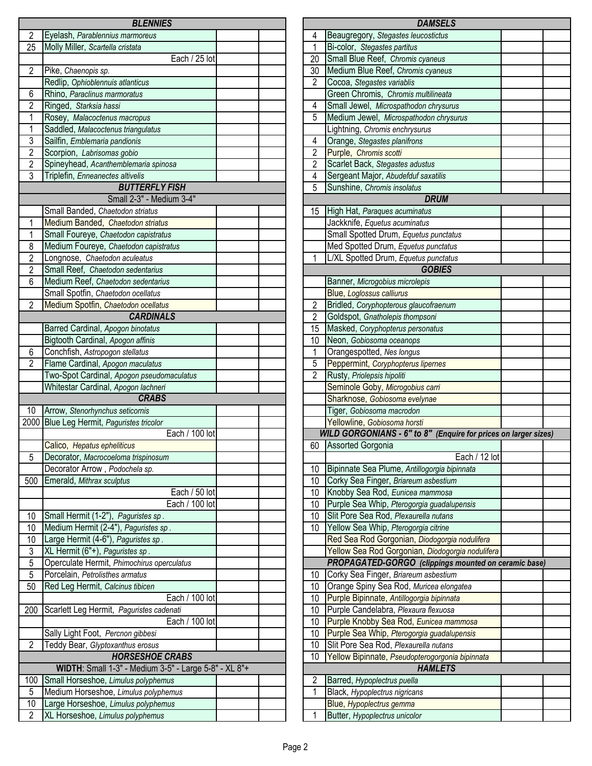| | BLENNIES | | |
|---|---|---|---|
| 2 | Eyelash, *Parablennius marmoreus* | | |
| 25 | Molly Miller, *Scartella cristata* | | |
| | Each / 25 lot | | |
| 2 | Pike, *Chaenopis sp.* | | |
| | Redlip, *Ophioblennius atlanticus* | | |
| 6 | Rhino, *Paraclinus marmoratus* | | |
| 2 | Ringed, *Starksia hassi* | | |
| 1 | Rosey, *Malacoctenus macropus* | | |
| 1 | Saddled, *Malacoctenus triangulatus* | | |
| 3 | Sailfin, *Emblemaria pandionis* | | |
| 2 | Scorpion, *Labrisomas gobio* | | |
| 2 | Spineyhead, *Acanthemblemaria spinosa* | | |
| 3 | Triplefin, *Enneanectes altivelis* | | |
| | **BUTTERFLY FISH** | | |
| | Small 2-3" - Medium 3-4" | | |
| | Small Banded, *Chaetodon striatus* | | |
| 1 | Medium Banded, *Chaetodon striatus* | | |
| 1 | Small Foureye, *Chaetodon capistratus* | | |
| 8 | Medium Foureye, *Chaetodon capistratus* | | |
| 2 | Longnose, *Chaetodon aculeatus* | | |
| 2 | Small Reef, *Chaetodon sedentarius* | | |
| 6 | Medium Reef, *Chaetodon sedentarius* | | |
| | Small Spotfin, *Chaetodon ocellatus* | | |
| 2 | Medium Spotfin, *Chaetodon ocellatus* | | |
| | **CARDINALS** | | |
| | Barred Cardinal, *Apogon binotatus* | | |
| | Bigtooth Cardinal, *Apogon affinis* | | |
| 6 | Conchfish, *Astropogon stellatus* | | |
| 2 | Flame Cardinal, *Apogon maculatus* | | |
| | Two-Spot Cardinal, *Apogon pseudomaculatus* | | |
| | Whitestar Cardinal, *Apogon lachneri* | | |
| | **CRABS** | | |
| 10 | Arrow, *Stenorhynchus seticornis* | | |
| 2000 | Blue Leg Hermit, *Paguristes tricolor* | | |
| | Each / 100 lot | | |
| | Calico, *Hepatus epheliticus* | | |
| 5 | Decorator, *Macrocoeloma trispinosum* | | |
| | Decorator Arrow, *Podochela sp.* | | |
| 500 | Emerald, *Mithrax sculptus* | | |
| | Each / 50 lot | | |
| | Each / 100 lot | | |
| 10 | Small Hermit (1-2"), *Paguristes sp.* | | |
| 10 | Medium Hermit (2-4"), *Paguristes sp.* | | |
| 10 | Large Hermit (4-6"), *Paguristes sp.* | | |
| 3 | XL Hermit (6"+), *Paguristes sp.* | | |
| 5 | Operculate Hermit, *Phimochirus operculatus* | | |
| 5 | Porcelain, *Petrolisthes armatus* | | |
| 50 | Red Leg Hermit, *Calcinus tibicen* | | |
| | Each / 100 lot | | |
| 200 | Scarlett Leg Hermit, *Paguristes cadenati* | | |
| | Each / 100 lot | | |
| | Sally Light Foot, *Percnon gibbesi* | | |
| 2 | Teddy Bear, *Glyptoxanthus erosus* | | |
| | **HORSESHOE CRABS** | | |
| | **WIDTH**: Small 1-3" - Medium 3-5" - Large 5-8" - XL 8"+ | | |
| 100 | Small Horseshoe, *Limulus polyphemus* | | |
| 5 | Medium Horseshoe, *Limulus polyphemus* | | |
| 10 | Large Horseshoe, *Limulus polyphemus* | | |
| 2 | XL Horseshoe, *Limulus polyphemus* | | |

| | DAMSELS | | |
|---|---|---|---|
| 4 | Beaugregory, *Stegastes leucostictus* | | |
| 1 | Bi-color, *Stegastes partitus* | | |
| 20 | Small Blue Reef, *Chromis cyaneus* | | |
| 30 | Medium Blue Reef, *Chromis cyaneus* | | |
| 2 | Cocoa, *Stegastes variablis* | | |
| | Green Chromis, *Chromis multilineata* | | |
| 4 | Small Jewel, *Microspathodon chrysurus* | | |
| 5 | Medium Jewel, *Microspathodon chrysurus* | | |
| | Lightning, *Chromis enchrysurus* | | |
| 4 | Orange, *Stegastes planifrons* | | |
| 2 | Purple, *Chromis scotti* | | |
| 2 | Scarlet Back, *Stegastes adustus* | | |
| 4 | Sergeant Major, *Abudefduf saxatilis* | | |
| 5 | Sunshine, *Chromis insolatus* | | |
| | **DRUM** | | |
| 15 | High Hat, *Paraques acuminatus* | | |
| | Jackknife, *Equetus acuminatus* | | |
| | Small Spotted Drum, *Equetus punctatus* | | |
| | Med Spotted Drum, *Equetus punctatus* | | |
| 1 | L/XL Spotted Drum, *Equetus punctatus* | | |
| | **GOBIES** | | |
| | Banner, *Microgobius microlepis* | | |
| | Blue, *Loglossus calliurus* | | |
| 2 | Bridled, *Coryphopterous glaucofraenum* | | |
| 2 | Goldspot, *Gnatholepis thompsoni* | | |
| 15 | Masked, *Coryphopterus personatus* | | |
| 10 | Neon, *Gobiosoma oceanops* | | |
| 1 | Orangespotted, *Nes longus* | | |
| 5 | Peppermint, *Coryphopterus lipernes* | | |
| 2 | Rusty, *Priolepsis hipoliti* | | |
| | Seminole Goby, *Microgobius carri* | | |
| | Sharknose, *Gobiosoma evelynae* | | |
| | Tiger, *Gobiosoma macrodon* | | |
| | Yellowline, *Gobiosoma horsti* | | |
| | **WILD GORGONIANS - 6" to 8" (Enquire for prices on larger sizes)** | | |
| 60 | Assorted Gorgonia | | |
| | Each / 12 lot | | |
| 10 | Bipinnate Sea Plume, *Antillogorgia bipinnata* | | |
| 10 | Corky Sea Finger, *Briareum asbestium* | | |
| 10 | Knobby Sea Rod, *Eunicea mammosa* | | |
| 10 | Purple Sea Whip, *Pterogorgia guadalupensis* | | |
| 10 | Slit Pore Sea Rod, *Plexaurella nutans* | | |
| 10 | Yellow Sea Whip, *Pterogorgia citrine* | | |
| | Red Sea Rod Gorgonian, *Diodogorgia nodulifera* | | |
| | Yellow Sea Rod Gorgonian, *Diodogorgia nodulifera* | | |
| | **PROPAGATED-GORGO (clippings mounted on ceramic base)** | | |
| 10 | Corky Sea Finger, *Briareum asbestium* | | |
| 10 | Orange Spiny Sea Rod, *Muricea elongatea* | | |
| 10 | Purple Bipinnate, *Antillogorgia bipinnata* | | |
| 10 | Purple Candelabra, *Plexaura flexuosa* | | |
| 10 | Purple Knobby Sea Rod, *Eunicea mammosa* | | |
| 10 | Purple Sea Whip, *Pterogorgia guadalupensis* | | |
| 10 | Slit Pore Sea Rod, *Plexaurella nutans* | | |
| 10 | Yellow Bipinnate, *Pseudopterogorgonia bipinnata* | | |
| | **HAMLETS** | | |
| 2 | Barred, *Hypoplectrus puella* | | |
| 1 | Black, *Hypoplectrus nigricans* | | |
| | Blue, *Hypoplectrus gemma* | | |
| 1 | Butter, *Hypoplectrus unicolor* | | |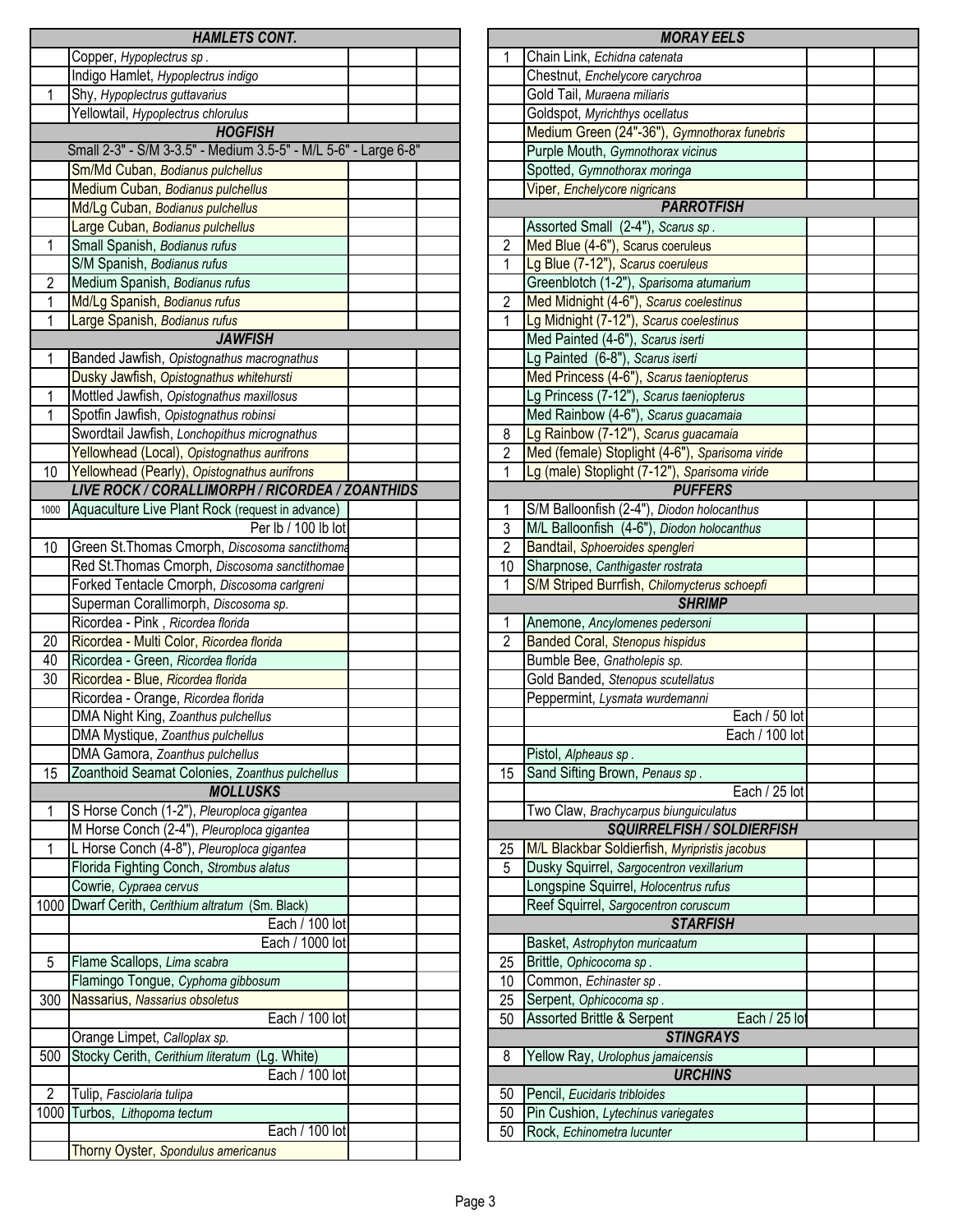| | HAMLETS CONT. | | |
|---|---|---|---|
| | Copper, *Hypoplectrus sp .* | | |
| | Indigo Hamlet, *Hypoplectrus indigo* | | |
| 1 | Shy, *Hypoplectrus guttavarius* | | |
| | Yellowtail, *Hypoplectrus chlorulus* | | |
| | **HOGFISH** | | |
| | Small 2-3" - S/M 3-3.5" - Medium 3.5-5" - M/L 5-6" - Large 6-8" | | |
| | Sm/Md Cuban, *Bodianus pulchellus* | | |
| | Medium Cuban, *Bodianus pulchellus* | | |
| | Md/Lg Cuban, *Bodianus pulchellus* | | |
| | Large Cuban, *Bodianus pulchellus* | | |
| 1 | Small Spanish, *Bodianus rufus* | | |
| | S/M Spanish, *Bodianus rufus* | | |
| 2 | Medium Spanish, *Bodianus rufus* | | |
| 1 | Md/Lg Spanish, *Bodianus rufus* | | |
| 1 | Large Spanish, *Bodianus rufus* | | |
| | **JAWFISH** | | |
| 1 | Banded Jawfish, *Opistognathus macrognathus* | | |
| | Dusky Jawfish, *Opistognathus whitehursti* | | |
| 1 | Mottled Jawfish, *Opistognathus maxillosus* | | |
| 1 | Spotfin Jawfish, *Opistognathus robinsi* | | |
| | Swordtail Jawfish, *Lonchopithus micrognathus* | | |
| | Yellowhead (Local), *Opistognathus aurifrons* | | |
| 10 | Yellowhead (Pearly), *Opistognathus aurifrons* | | |
| | **LIVE ROCK / CORALLIMORPH / RICORDEA / ZOANTHIDS** | | |
| 1000 | Aquaculture Live Plant Rock (request in advance) | | |
| | Per lb / 100 lb lot | | |
| 10 | Green St.Thomas Cmorph, *Discosoma sanctithoma* | | |
| | Red St.Thomas Cmorph, *Discosoma sanctithomae* | | |
| | Forked Tentacle Cmorph, *Discosoma carlgreni* | | |
| | Superman Corallimorph, *Discosoma sp.* | | |
| | Ricordea - Pink , *Ricordea florida* | | |
| 20 | Ricordea - Multi Color, *Ricordea florida* | | |
| 40 | Ricordea - Green, *Ricordea florida* | | |
| 30 | Ricordea - Blue, *Ricordea florida* | | |
| | Ricordea - Orange, *Ricordea florida* | | |
| | DMA Night King, *Zoanthus pulchellus* | | |
| | DMA Mystique, *Zoanthus pulchellus* | | |
| | DMA Gamora, *Zoanthus pulchellus* | | |
| 15 | Zoanthoid Seamat Colonies, *Zoanthus pulchellus* | | |
| | **MOLLUSKS** | | |
| 1 | S Horse Conch (1-2"), *Pleuroploca gigantea* | | |
| | M Horse Conch (2-4"), *Pleuroploca gigantea* | | |
| 1 | L Horse Conch (4-8"), *Pleuroploca gigantea* | | |
| | Florida Fighting Conch, *Strombus alatus* | | |
| | Cowrie, *Cypraea cervus* | | |
| 1000 | Dwarf Cerith, *Cerithium altratum* (Sm. Black) | | |
| | Each / 100 lot | | |
| | Each / 1000 lot | | |
| 5 | Flame Scallops, *Lima scabra* | | |
| | Flamingo Tongue, *Cyphoma gibbosum* | | |
| 300 | Nassarius, *Nassarius obsoletus* | | |
| | Each / 100 lot | | |
| | Orange Limpet, *Calloplax sp.* | | |
| 500 | Stocky Cerith, *Cerithium literatum* (Lg. White) | | |
| | Each / 100 lot | | |
| 2 | Tulip, *Fasciolaria tulipa* | | |
| 1000 | Turbos, *Lithopoma tectum* | | |
| | Each / 100 lot | | |
| | Thorny Oyster, *Spondulus americanus* | | |

| | MORAY EELS | | |
|---|---|---|---|
| 1 | Chain Link, *Echidna catenata* | | |
| | Chestnut, *Enchelycore carychroa* | | |
| | Gold Tail, *Muraena miliaris* | | |
| | Goldspot, *Myrichthys ocellatus* | | |
| | Medium Green (24"-36"), *Gymnothorax funebris* | | |
| | Purple Mouth, *Gymnothorax vicinus* | | |
| | Spotted, *Gymnothorax moringa* | | |
| | Viper, *Enchelycore nigricans* | | |
| | **PARROTFISH** | | |
| | Assorted Small (2-4"), *Scarus sp .* | | |
| 2 | Med Blue (4-6"), *Scarus coeruleus* | | |
| 1 | Lg Blue (7-12"), *Scarus coeruleus* | | |
| | Greenblotch (1-2"), *Sparisoma atumarium* | | |
| 2 | Med Midnight (4-6"), *Scarus coelestinus* | | |
| 1 | Lg Midnight (7-12"), *Scarus coelestinus* | | |
| | Med Painted (4-6"), *Scarus iserti* | | |
| | Lg Painted (6-8"), *Scarus iserti* | | |
| | Med Princess (4-6"), *Scarus taeniopterus* | | |
| | Lg Princess (7-12"), *Scarus taeniopterus* | | |
| | Med Rainbow (4-6"), *Scarus guacamaia* | | |
| 8 | Lg Rainbow (7-12"), *Scarus guacamaia* | | |
| 2 | Med (female) Stoplight (4-6"), *Sparisoma viride* | | |
| 1 | Lg (male) Stoplight (7-12"), *Sparisoma viride* | | |
| | **PUFFERS** | | |
| 1 | S/M Balloonfish (2-4"), *Diodon holocanthus* | | |
| 3 | M/L Balloonfish (4-6"), *Diodon holocanthus* | | |
| 2 | Bandtail, *Sphoeroides spengleri* | | |
| 10 | Sharpnose, *Canthigaster rostrata* | | |
| 1 | S/M Striped Burrfish, *Chilomycterus schoepfi* | | |
| | **SHRIMP** | | |
| 1 | Anemone, *Ancylomenes pedersoni* | | |
| 2 | Banded Coral, *Stenopus hispidus* | | |
| | Bumble Bee, *Gnatholepis sp.* | | |
| | Gold Banded, *Stenopus scutellatus* | | |
| | Peppermint, *Lysmata wurdemanni* | | |
| | Each / 50 lot | | |
| | Each / 100 lot | | |
| | Pistol, *Alpheaus sp .* | | |
| 15 | Sand Sifting Brown, *Penaus sp .* | | |
| | Each / 25 lot | | |
| | Two Claw, *Brachycarpus biunguiculatus* | | |
| | **SQUIRRELFISH / SOLDIERFISH** | | |
| 25 | M/L Blackbar Soldierfish, *Myripristis jacobus* | | |
| 5 | Dusky Squirrel, *Sargocentron vexillarium* | | |
| | Longspine Squirrel, *Holocentrus rufus* | | |
| | Reef Squirrel, *Sargocentron coruscum* | | |
| | **STARFISH** | | |
| | Basket, *Astrophyton muricaatum* | | |
| 25 | Brittle, *Ophicocoma sp .* | | |
| 10 | Common, *Echinaster sp .* | | |
| 25 | Serpent, *Ophicocoma sp .* | | |
| 50 | Assorted Brittle & Serpent Each / 25 lot | | |
| | **STINGRAYS** | | |
| 8 | Yellow Ray, *Urolophus jamaicensis* | | |
| | **URCHINS** | | |
| 50 | Pencil, *Eucidaris tribloides* | | |
| 50 | Pin Cushion, *Lytechinus variegates* | | |
| 50 | Rock, *Echinometra lucunter* | | |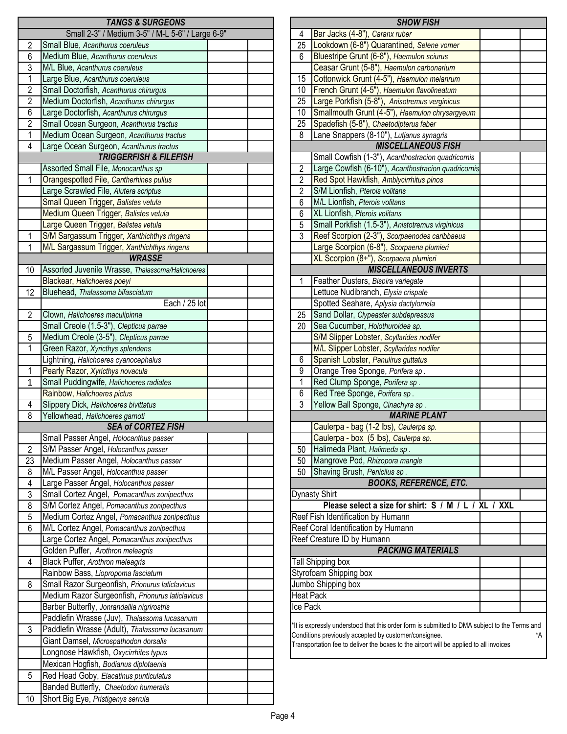| | TANGS & SURGEONS | | |
|---|---|---|---|
| | Small 2-3" / Medium 3-5" / M-L 5-6" / Large 6-9" | | |
| 2 | Small Blue, *Acanthurus coeruleus* | | |
| 6 | Medium Blue, *Acanthurus coeruleus* | | |
| 3 | M/L Blue, *Acanthurus coeruleus* | | |
| 1 | Large Blue, *Acanthurus coeruleus* | | |
| 2 | Small Doctorfish, *Acanthurus chirurgus* | | |
| 2 | Medium Doctorfish, *Acanthurus chirurgus* | | |
| 6 | Large Doctorfish, *Acanthurus chirurgus* | | |
| 2 | Small Ocean Surgeon, *Acanthurus tractus* | | |
| 1 | Medium Ocean Surgeon, *Acanthurus tractus* | | |
| 4 | Large Ocean Surgeon, *Acanthurus tractus* | | |
| | **TRIGGERFISH & FILEFISH** | | |
| | Assorted Small File, *Monocanthus sp* | | |
| 1 | Orangespotted File, *Cantherhines pullus* | | |
| | Large Scrawled File, *Alutera scriptus* | | |
| | Small Queen Trigger, *Balistes vetula* | | |
| | Medium Queen Trigger, *Balistes vetula* | | |
| | Large Queen Trigger, *Balistes vetula* | | |
| 1 | S/M Sargassum Trigger, *Xanthichthys ringens* | | |
| 1 | M/L Sargassum Trigger, *Xanthichthys ringens* | | |
| | **WRASSE** | | |
| 10 | Assorted Juvenile Wrasse, *Thalassoma/Halichoeres* | | |
| | Blackear, *Halichoeres poeyi* | | |
| 12 | Bluehead, *Thalassoma bifasciatum* | | |
| | Each / 25 lot | | |
| 2 | Clown, *Halichoeres maculipinna* | | |
| | Small Creole (1.5-3"), *Clepticus parrae* | | |
| 5 | Medium Creole (3-5"), *Clepticus parrae* | | |
| 1 | Green Razor, *Xyricthys splendens* | | |
| | Lightning, *Halichoeres cyanocephalus* | | |
| 1 | Pearly Razor, *Xyricthys novacula* | | |
| 1 | Small Puddingwife, *Halichoeres radiates* | | |
| | Rainbow, *Halichoeres pictus* | | |
| 4 | Slippery Dick, *Halichoeres bivittatus* | | |
| 8 | Yellowhead, *Halichoeres garnoti* | | |
| | **SEA of CORTEZ FISH** | | |
| | Small Passer Angel, *Holocanthus passer* | | |
| 2 | S/M Passer Angel, *Holocanthus passer* | | |
| 23 | Medium Passer Angel, *Holocanthus passer* | | |
| 8 | M/L Passer Angel, *Holocanthus passer* | | |
| 4 | Large Passer Angel, *Holocanthus passer* | | |
| 3 | Small Cortez Angel, *Pomacanthus zonipecthus* | | |
| 8 | S/M Cortez Angel, *Pomacanthus zonipecthus* | | |
| 5 | Medium Cortez Angel, *Pomacanthus zonipecthus* | | |
| 6 | M/L Cortez Angel, *Pomacanthus zonipecthus* | | |
| | Large Cortez Angel, *Pomacanthus zonipecthus* | | |
| | Golden Puffer, *Arothron meleagris* | | |
| 4 | Black Puffer, *Arothron meleagris* | | |
| | Rainbow Bass, *Liopropoma fasciatum* | | |
| 8 | Small Razor Surgeonfish, *Prionurus laticlavicus* | | |
| | Medium Razor Surgeonfish, *Prionurus laticlavicus* | | |
| | Barber Butterfly, *Jonrandallia nigrirostris* | | |
| | Paddlefin Wrasse (Juv), *Thalassoma lucasanum* | | |
| 3 | Paddlefin Wrasse (Adult), *Thalassoma lucasanum* | | |
| | Giant Damsel, *Microspathodon dorsalis* | | |
| | Longnose Hawkfish, *Oxycirrhites typus* | | |
| | Mexican Hogfish, *Bodianus diplotaenia* | | |
| 5 | Red Head Goby, *Elacatinus punticulatus* | | |
| | Banded Butterfly, *Chaetodon humeralis* | | |
| 10 | Short Big Eye, *Pristigenys serrula* | | |

| | SHOW FISH | | |
|---|---|---|---|
| 4 | Bar Jacks (4-8"), *Caranx ruber* | | |
| 25 | Lookdown (6-8") Quarantined, *Selene vomer* | | |
| 6 | Bluestripe Grunt (6-8"), *Haemulon sciurus* | | |
| | Ceasar Grunt (5-8"), *Haemulon carbonarium* | | |
| 15 | Cottonwick Grunt (4-5"), *Haemulon melanrum* | | |
| 10 | French Grunt (4-5"), *Haemulon flavolineatum* | | |
| 25 | Large Porkfish (5-8"), *Anisotremus verginicus* | | |
| 10 | Smallmouth Grunt (4-5"), *Haemulon chrysargyeum* | | |
| 25 | Spadefish (5-8"), *Chaetodipterus faber* | | |
| 8 | Lane Snappers (8-10"), *Lutjanus synagris* | | |
| | **MISCELLANEOUS FISH** | | |
| | Small Cowfish (1-3"), *Acanthostracion quadricornis* | | |
| 2 | Large Cowfish (6-10"), *Acanthostracion quadricornis* | | |
| 2 | Red Spot Hawkfish, *Amblycirrhitus pinos* | | |
| 2 | S/M Lionfish, *Pterois volitans* | | |
| 6 | M/L Lionfish, *Pterois volitans* | | |
| 6 | XL Lionfish, *Pterois volitans* | | |
| 5 | Small Porkfish (1.5-3"), *Anistotremus virginicus* | | |
| 3 | Reef Scorpion (2-3"), *Scorpaenodes caribbaeus* | | |
| | Large Scorpion (6-8"), *Scorpaena plumieri* | | |
| | XL Scorpion (8+"), *Scorpaena plumieri* | | |
| | **MISCELLANEOUS INVERTS** | | |
| 1 | Feather Dusters, *Bispira variegate* | | |
| | Lettuce Nudibranch, *Elysia crispate* | | |
| | Spotted Seahare, *Aplysia dactylomela* | | |
| 25 | Sand Dollar, *Clypeaster subdepressus* | | |
| 20 | Sea Cucumber, *Holothuroidea sp.* | | |
| | S/M Slipper Lobster, *Scyllarides nodifer* | | |
| | M/L Slipper Lobster, *Scyllarides nodifer* | | |
| 6 | Spanish Lobster, *Panulirus guttatus* | | |
| 9 | Orange Tree Sponge, *Porifera sp.* | | |
| 1 | Red Clump Sponge, *Porifera sp.* | | |
| 6 | Red Tree Sponge, *Porifera sp.* | | |
| 3 | Yellow Ball Sponge, *Cinachyra sp.* | | |
| | **MARINE PLANT** | | |
| | Caulerpa - bag (1-2 lbs), *Caulerpa sp.* | | |
| | Caulerpa - box (5 lbs), *Caulerpa sp.* | | |
| 50 | Halimeda Plant, *Halimeda sp.* | | |
| 50 | Mangrove Pod, *Rhizopora mangle* | | |
| 50 | Shaving Brush, *Penicilus sp.* | | |
| | **BOOKS, REFERENCE, ETC.** | | |
| | Dynasty Shirt | | |
| | **Please select a size for shirt: S / M / L / XL / XXL** | | |
| | Reef Fish Identification by Humann | | |
| | Reef Coral Identification by Humann | | |
| | Reef Creature ID by Humann | | |
| | **PACKING MATERIALS** | | |
| | Tall Shipping box | | |
| | Styrofoam Shipping box | | |
| | Jumbo Shipping box | | |
| | Heat Pack | | |
| | Ice Pack | | |

*It is expressly understood that this order form is submitted to DMA subject to the Terms and Conditions previously accepted by customer/consignee. *A Transportation fee to deliver the boxes to the airport will be applied to all invoices